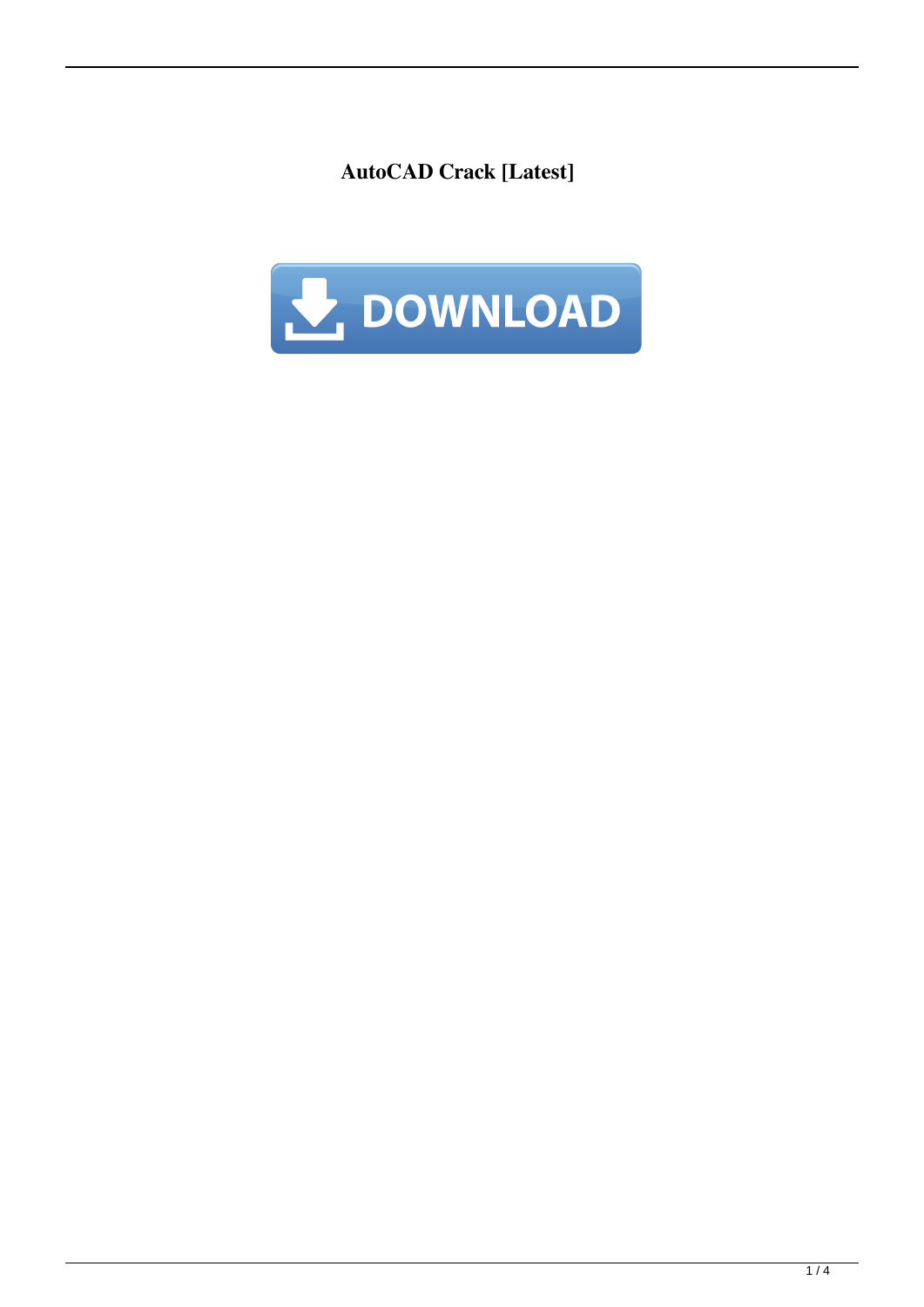# AutoCAD Crack [Latest]

DOWNLOAD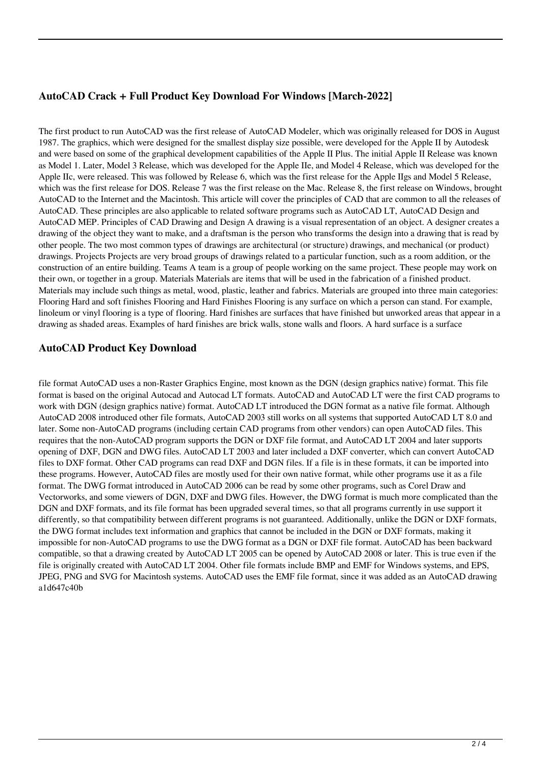## AutoCAD Crack + Full Product Key Download For Windows [March-2022]

The first product to run AutoCAD was the first release of AutoCAD Modeler, which was originally released for DOS in August 1987. The graphics, which were designed for the smallest display size possible, were developed for the Apple II by Autodesk and were based on some of the graphical development capabilities of the Apple II Plus. The initial Apple II Release was known as Model 1. Later, Model 3 Release, which was developed for the Apple IIe, and Model 4 Release, which was developed for the Apple IIc, were released. This was followed by Release 6, which was the first release for the Apple IIgs and Model 5 Release, which was the first release for DOS. Release 7 was the first release on the Mac. Release 8, the first release on Windows, brought AutoCAD to the Internet and the Macintosh. This article will cover the principles of CAD that are common to all the releases of AutoCAD. These principles are also applicable to related software programs such as AutoCAD LT, AutoCAD Design and AutoCAD MEP. Principles of CAD Drawing and Design A drawing is a visual representation of an object. A designer creates a drawing of the object they want to make, and a draftsman is the person who transforms the design into a drawing that is read by other people. The two most common types of drawings are architectural (or structure) drawings, and mechanical (or product) drawings. Projects Projects are very broad groups of drawings related to a particular function, such as a room addition, or the construction of an entire building. Teams A team is a group of people working on the same project. These people may work on their own, or together in a group. Materials Materials are items that will be used in the fabrication of a finished product. Materials may include such things as metal, wood, plastic, leather and fabrics. Materials are grouped into three main categories: Flooring Hard and soft finishes Flooring and Hard Finishes Flooring is any surface on which a person can stand. For example, linoleum or vinyl flooring is a type of flooring. Hard finishes are surfaces that have finished but unworked areas that appear in a drawing as shaded areas. Examples of hard finishes are brick walls, stone walls and floors. A hard surface is a surface

## AutoCAD Product Key Download

file format AutoCAD uses a non-Raster Graphics Engine, most known as the DGN (design graphics native) format. This file format is based on the original Autocad and Autocad LT formats. AutoCAD and AutoCAD LT were the first CAD programs to work with DGN (design graphics native) format. AutoCAD LT introduced the DGN format as a native file format. Although AutoCAD 2008 introduced other file formats, AutoCAD 2003 still works on all systems that supported AutoCAD LT 8.0 and later. Some non-AutoCAD programs (including certain CAD programs from other vendors) can open AutoCAD files. This requires that the non-AutoCAD program supports the DGN or DXF file format, and AutoCAD LT 2004 and later supports opening of DXF, DGN and DWG files. AutoCAD LT 2003 and later included a DXF converter, which can convert AutoCAD files to DXF format. Other CAD programs can read DXF and DGN files. If a file is in these formats, it can be imported into these programs. However, AutoCAD files are mostly used for their own native format, while other programs use it as a file format. The DWG format introduced in AutoCAD 2006 can be read by some other programs, such as Corel Draw and Vectorworks, and some viewers of DGN, DXF and DWG files. However, the DWG format is much more complicated than the DGN and DXF formats, and its file format has been upgraded several times, so that all programs currently in use support it differently, so that compatibility between different programs is not guaranteed. Additionally, unlike the DGN or DXF formats, the DWG format includes text information and graphics that cannot be included in the DGN or DXF formats, making it impossible for non-AutoCAD programs to use the DWG format as a DGN or DXF file format. AutoCAD has been backward compatible, so that a drawing created by AutoCAD LT 2005 can be opened by AutoCAD 2008 or later. This is true even if the file is originally created with AutoCAD LT 2004. Other file formats include BMP and EMF for Windows systems, and EPS, JPEG, PNG and SVG for Macintosh systems. AutoCAD uses the EMF file format, since it was added as an AutoCAD drawing a1d647c40b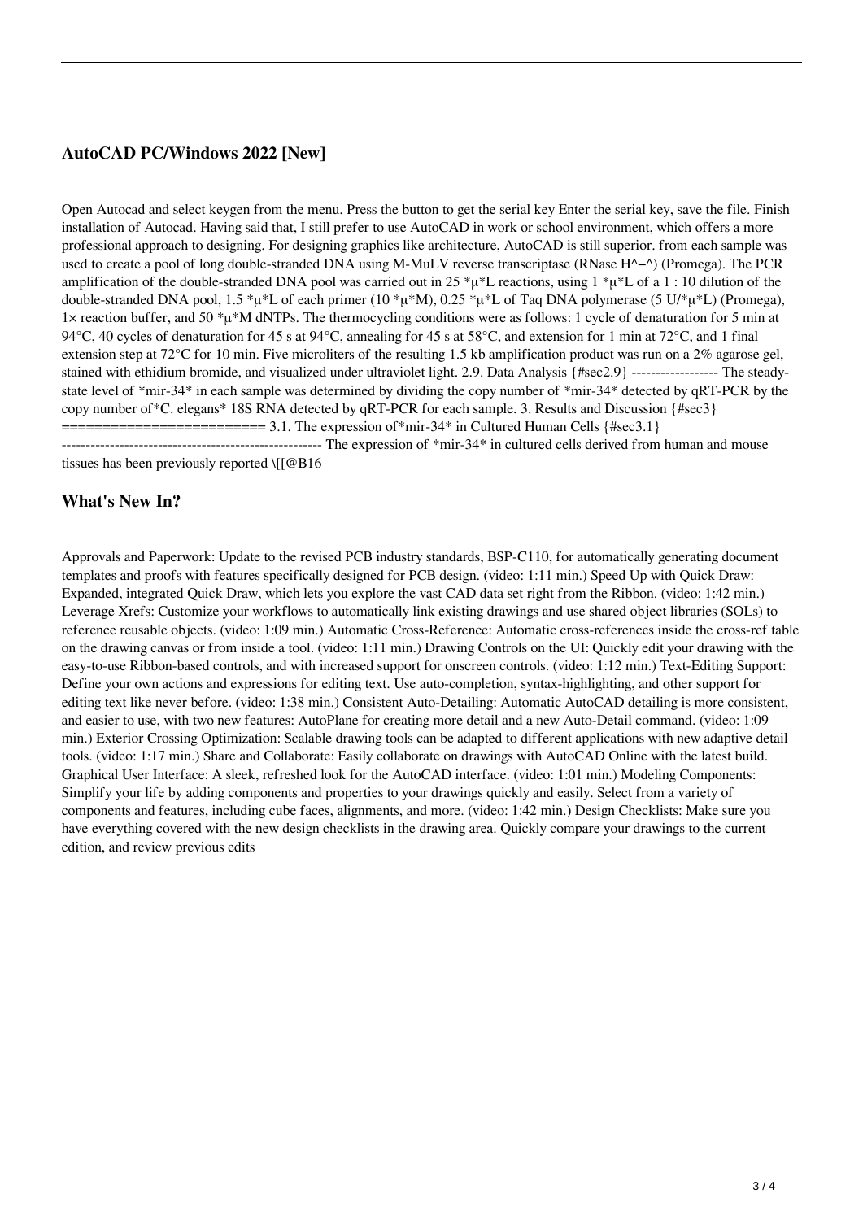## AutoCAD PC/Windows 2022 [New]

Open Autocad and select keygen from the menu. Press the button to get the serial key Enter the serial key, save the file. Finish installation of Autocad. Having said that, I still prefer to use AutoCAD in work or school environment, which offers a more professional approach to designing. For designing graphics like architecture, AutoCAD is still superior. from each sample was used to create a pool of long double-stranded DNA using M-MuLV reverse transcriptase (RNase H^−^) (Promega). The PCR amplification of the double-stranded DNA pool was carried out in 25 *μ*L reactions, using 1 *μ*L of a 1 : 10 dilution of the double-stranded DNA pool, 1.5 *μ*L of each primer (10 *μ*M), 0.25 *μ*L of Taq DNA polymerase (5 U/*μ*L) (Promega), 1× reaction buffer, and 50 *μ*M dNTPs. The thermocycling conditions were as follows: 1 cycle of denaturation for 5 min at 94°C, 40 cycles of denaturation for 45 s at 94°C, annealing for 45 s at 58°C, and extension for 1 min at 72°C, and 1 final extension step at 72°C for 10 min. Five microliters of the resulting 1.5 kb amplification product was run on a 2% agarose gel, stained with ethidium bromide, and visualized under ultraviolet light. 2.9. Data Analysis {#sec2.9} ------------------ The steady-state level of *mir-34* in each sample was determined by dividing the copy number of *mir-34* detected by qRT-PCR by the copy number of*C. elegans* 18S RNA detected by qRT-PCR for each sample. 3. Results and Discussion {#sec3} ========================= 3.1. The expression of*mir-34* in Cultured Human Cells {#sec3.1} ----------------------------------------------------- The expression of *mir-34* in cultured cells derived from human and mouse tissues has been previously reported \[[@B16

## What's New In?

Approvals and Paperwork: Update to the revised PCB industry standards, BSP-C110, for automatically generating document templates and proofs with features specifically designed for PCB design. (video: 1:11 min.) Speed Up with Quick Draw: Expanded, integrated Quick Draw, which lets you explore the vast CAD data set right from the Ribbon. (video: 1:42 min.) Leverage Xrefs: Customize your workflows to automatically link existing drawings and use shared object libraries (SOLs) to reference reusable objects. (video: 1:09 min.) Automatic Cross-Reference: Automatic cross-references inside the cross-ref table on the drawing canvas or from inside a tool. (video: 1:11 min.) Drawing Controls on the UI: Quickly edit your drawing with the easy-to-use Ribbon-based controls, and with increased support for onscreen controls. (video: 1:12 min.) Text-Editing Support: Define your own actions and expressions for editing text. Use auto-completion, syntax-highlighting, and other support for editing text like never before. (video: 1:38 min.) Consistent Auto-Detailing: Automatic AutoCAD detailing is more consistent, and easier to use, with two new features: AutoPlane for creating more detail and a new Auto-Detail command. (video: 1:09 min.) Exterior Crossing Optimization: Scalable drawing tools can be adapted to different applications with new adaptive detail tools. (video: 1:17 min.) Share and Collaborate: Easily collaborate on drawings with AutoCAD Online with the latest build. Graphical User Interface: A sleek, refreshed look for the AutoCAD interface. (video: 1:01 min.) Modeling Components: Simplify your life by adding components and properties to your drawings quickly and easily. Select from a variety of components and features, including cube faces, alignments, and more. (video: 1:42 min.) Design Checklists: Make sure you have everything covered with the new design checklists in the drawing area. Quickly compare your drawings to the current edition, and review previous edits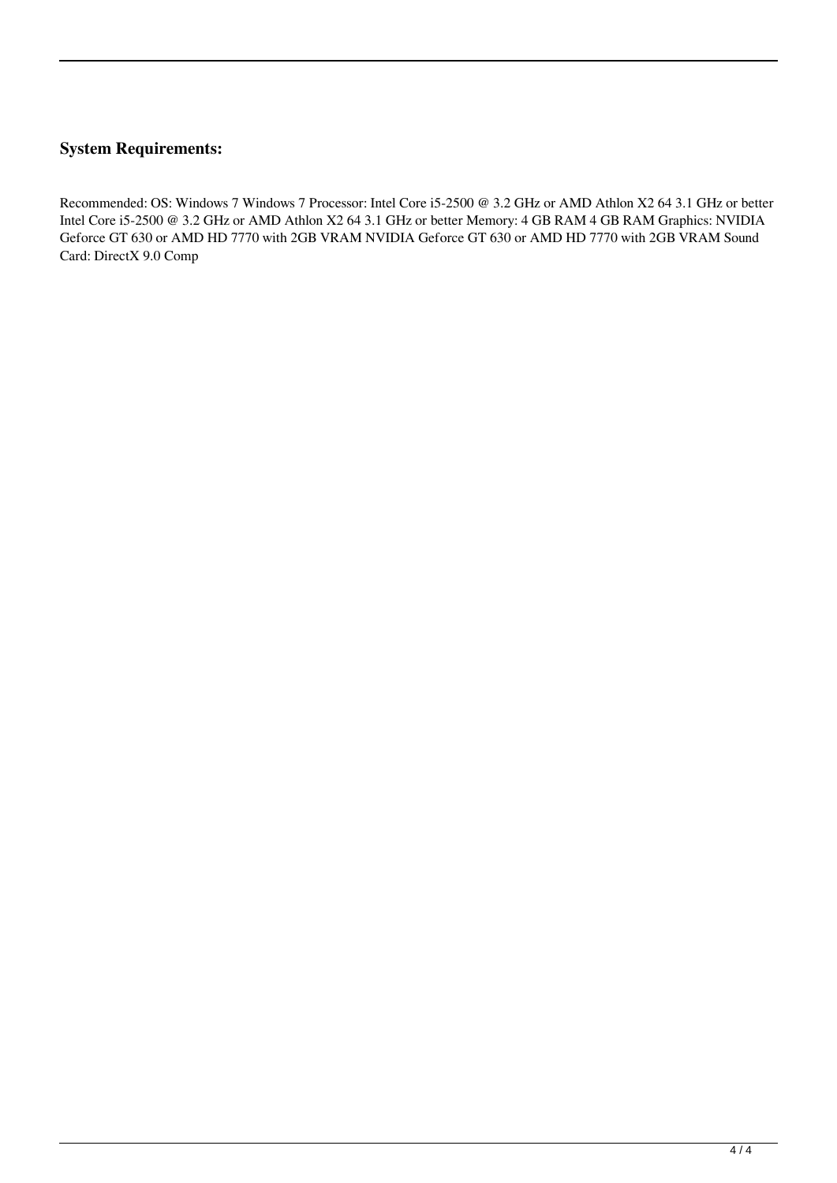**System Requirements:**

Recommended: OS: Windows 7 Windows 7 Processor: Intel Core i5-2500 @ 3.2 GHz or AMD Athlon X2 64 3.1 GHz or better Intel Core i5-2500 @ 3.2 GHz or AMD Athlon X2 64 3.1 GHz or better Memory: 4 GB RAM 4 GB RAM Graphics: NVIDIA Geforce GT 630 or AMD HD 7770 with 2GB VRAM NVIDIA Geforce GT 630 or AMD HD 7770 with 2GB VRAM Sound Card: DirectX 9.0 Comp